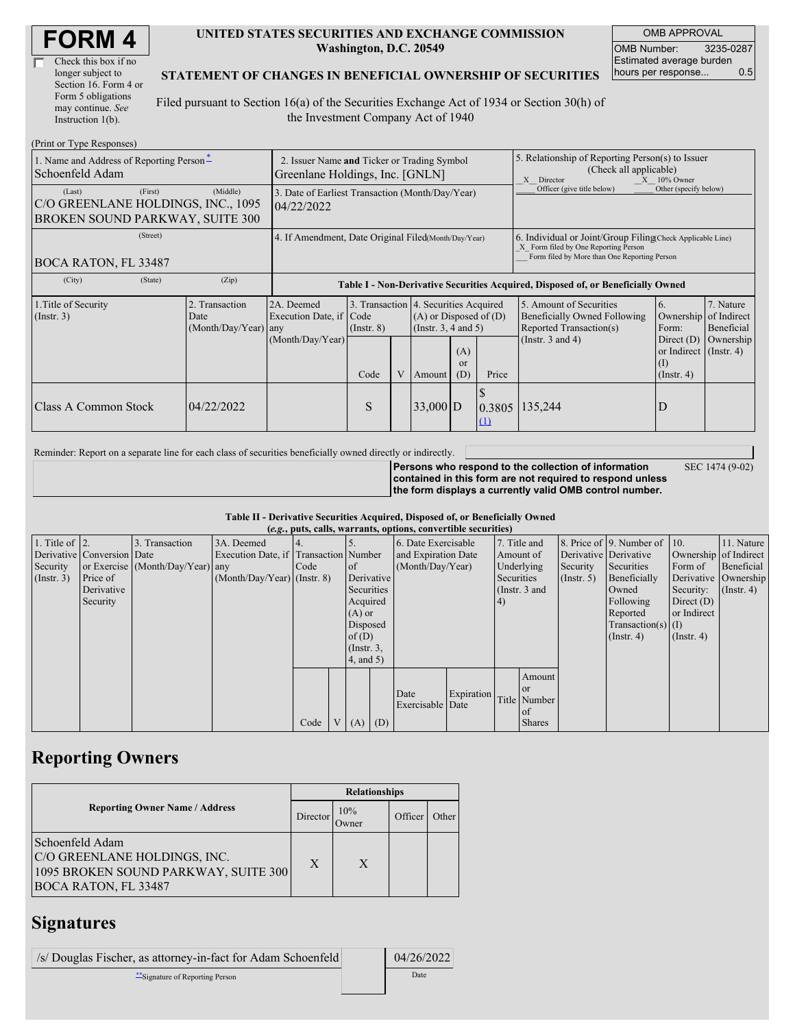# FORM 4

☐ Check this box if no longer subject to Section 16. Form 4 or Form 5 obligations may continue. *See* Instruction 1(b).

**UNITED STATES SECURITIES AND EXCHANGE COMMISSION**
**Washington, D.C. 20549**

**STATEMENT OF CHANGES IN BENEFICIAL OWNERSHIP OF SECURITIES**

Filed pursuant to Section 16(a) of the Securities Exchange Act of 1934 or Section 30(h) of the Investment Company Act of 1940

| OMB APPROVAL | |
|---|---|
| OMB Number: | 3235-0287 |
| Estimated average burden hours per response... | 0.5 |

(Print or Type Responses)

| | | |
|---|---|---|
| 1. Name and Address of Reporting Person* Schoenfeld Adam | 2. Issuer Name and Ticker or Trading Symbol Greenlane Holdings, Inc. [GNLN] | 5. Relationship of Reporting Person(s) to Issuer (Check all applicable) _X_ Director _X_ 10% Owner ___ Officer (give title below) ___ Other (specify below) |
| (Last) (First) (Middle) C/O GREENLANE HOLDINGS, INC., 1095 BROKEN SOUND PARKWAY, SUITE 300 | 3. Date of Earliest Transaction (Month/Day/Year) 04/22/2022 | |
| (Street) BOCA RATON, FL 33487 | 4. If Amendment, Date Original Filed (Month/Day/Year) | 6. Individual or Joint/Group Filing (Check Applicable Line) _X_ Form filed by One Reporting Person ___ Form filed by More than One Reporting Person |
| (City) (State) (Zip) | | |

**Table I - Non-Derivative Securities Acquired, Disposed of, or Beneficially Owned**

| 1.Title of Security (Instr. 3) | 2. Transaction Date (Month/Day/Year) | 2A. Deemed Execution Date, if any (Month/Day/Year) | 3. Transaction Code (Instr. 8) | | 4. Securities Acquired (A) or Disposed of (D) (Instr. 3, 4 and 5) | | | 5. Amount of Securities Beneficially Owned Following Reported Transaction(s) (Instr. 3 and 4) | 6. Ownership Form: Direct (D) or Indirect (I) (Instr. 4) | 7. Nature of Indirect Beneficial Ownership (Instr. 4) |
|---|---|---|---|---|---|---|---|---|---|---|
| | | | Code | V | Amount | (A) or (D) | Price | | | |
| Class A Common Stock | 04/22/2022 | | S | | 33,000 | D | $ 0.3805 (1) | 135,244 | D | |

Reminder: Report on a separate line for each class of securities beneficially owned directly or indirectly.

**Persons who respond to the collection of information contained in this form are not required to respond unless the form displays a currently valid OMB control number.** SEC 1474 (9-02)

**Table II - Derivative Securities Acquired, Disposed of, or Beneficially Owned**
**(*e.g.*, puts, calls, warrants, options, convertible securities)**

| 1. Title of Derivative Security (Instr. 3) | 2. Conversion or Exercise Price of Derivative Security | 3. Transaction Date (Month/Day/Year) | 3A. Deemed Execution Date, if any (Month/Day/Year) | 4. Transaction Code (Instr. 8) | | 5. Number of Derivative Securities Acquired (A) or Disposed of (D) (Instr. 3, 4, and 5) | | 6. Date Exercisable and Expiration Date (Month/Day/Year) | | 7. Title and Amount of Underlying Securities (Instr. 3 and 4) | | 8. Price of Derivative Security (Instr. 5) | 9. Number of Derivative Securities Beneficially Owned Following Reported Transaction(s) (Instr. 4) | 10. Ownership Form of Derivative Security: Direct (D) or Indirect (I) (Instr. 4) | 11. Nature of Indirect Beneficial Ownership (Instr. 4) |
|---|---|---|---|---|---|---|---|---|---|---|---|---|---|---|---|
| | | | | Code | V | (A) | (D) | Date Exercisable | Expiration Date | Title | Amount or Number of Shares | | | | |

## Reporting Owners

| Reporting Owner Name / Address | Relationships | | | |
|---|---|---|---|---|
| | Director | 10% Owner | Officer | Other |
| Schoenfeld Adam C/O GREENLANE HOLDINGS, INC. 1095 BROKEN SOUND PARKWAY, SUITE 300 BOCA RATON, FL 33487 | X | X | | |

## Signatures

| | |
|---|---|
| /s/ Douglas Fischer, as attorney-in-fact for Adam Schoenfeld | 04/26/2022 |
| **Signature of Reporting Person | Date |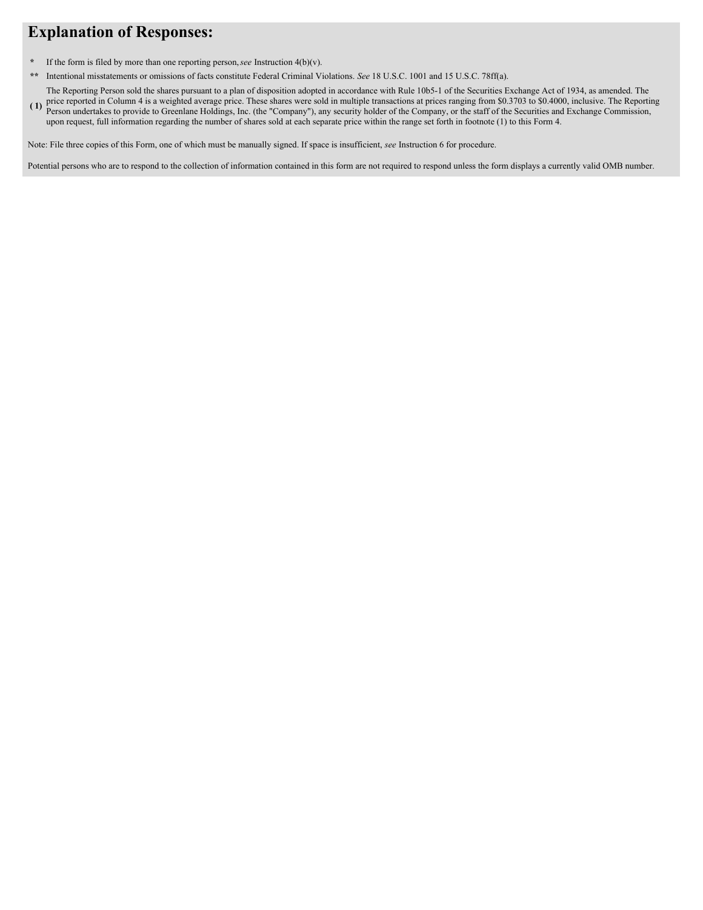# Explanation of Responses:

\* If the form is filed by more than one reporting person, *see* Instruction 4(b)(v).

\*\* Intentional misstatements or omissions of facts constitute Federal Criminal Violations. *See* 18 U.S.C. 1001 and 15 U.S.C. 78ff(a).

**( 1)** The Reporting Person sold the shares pursuant to a plan of disposition adopted in accordance with Rule 10b5-1 of the Securities Exchange Act of 1934, as amended. The price reported in Column 4 is a weighted average price. These shares were sold in multiple transactions at prices ranging from $0.3703 to $0.4000, inclusive. The Reporting Person undertakes to provide to Greenlane Holdings, Inc. (the "Company"), any security holder of the Company, or the staff of the Securities and Exchange Commission, upon request, full information regarding the number of shares sold at each separate price within the range set forth in footnote (1) to this Form 4.

Note: File three copies of this Form, one of which must be manually signed. If space is insufficient, *see* Instruction 6 for procedure.

Potential persons who are to respond to the collection of information contained in this form are not required to respond unless the form displays a currently valid OMB number.